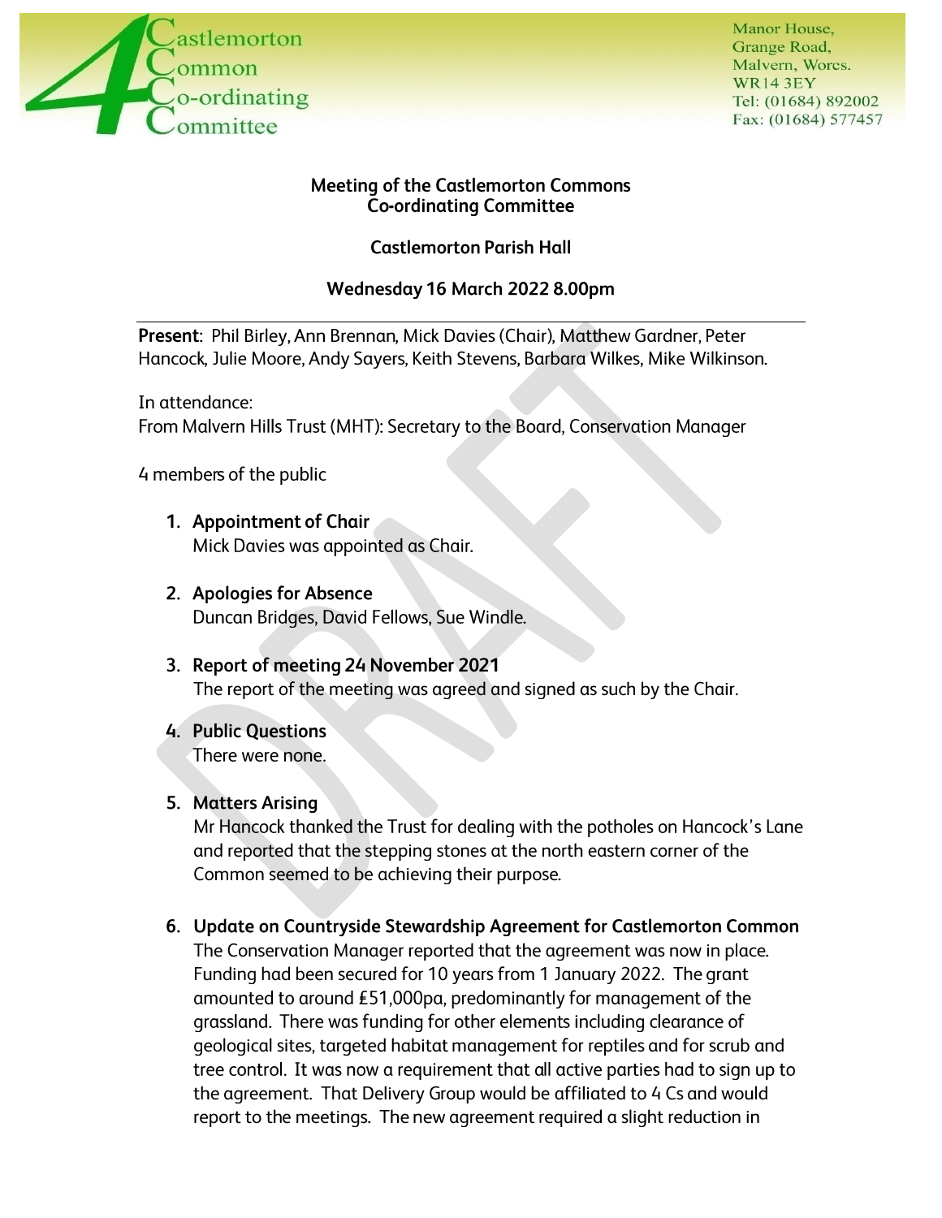Castlemorton Common Co-ordinating Committee

Manor House,
Grange Road,
Malvern, Worcs.
WR14 3EY
Tel: (01684) 892002
Fax: (01684) 577457

**Meeting of the Castlemorton Commons Co-ordinating Committee**

**Castlemorton Parish Hall**

**Wednesday 16 March 2022 8.00pm**

---

**Present**: Phil Birley, Ann Brennan, Mick Davies (Chair), Matthew Gardner, Peter Hancock, Julie Moore, Andy Sayers, Keith Stevens, Barbara Wilkes, Mike Wilkinson.

In attendance:
From Malvern Hills Trust (MHT): Secretary to the Board, Conservation Manager

4 members of the public

1. **Appointment of Chair**
   Mick Davies was appointed as Chair.

2. **Apologies for Absence**
   Duncan Bridges, David Fellows, Sue Windle.

3. **Report of meeting 24 November 2021**
   The report of the meeting was agreed and signed as such by the Chair.

4. **Public Questions**
   There were none.

5. **Matters Arising**
   Mr Hancock thanked the Trust for dealing with the potholes on Hancock's Lane and reported that the stepping stones at the north eastern corner of the Common seemed to be achieving their purpose.

6. **Update on Countryside Stewardship Agreement for Castlemorton Common**
   The Conservation Manager reported that the agreement was now in place. Funding had been secured for 10 years from 1 January 2022. The grant amounted to around £51,000pa, predominantly for management of the grassland. There was funding for other elements including clearance of geological sites, targeted habitat management for reptiles and for scrub and tree control. It was now a requirement that all active parties had to sign up to the agreement. That Delivery Group would be affiliated to 4 Cs and would report to the meetings. The new agreement required a slight reduction in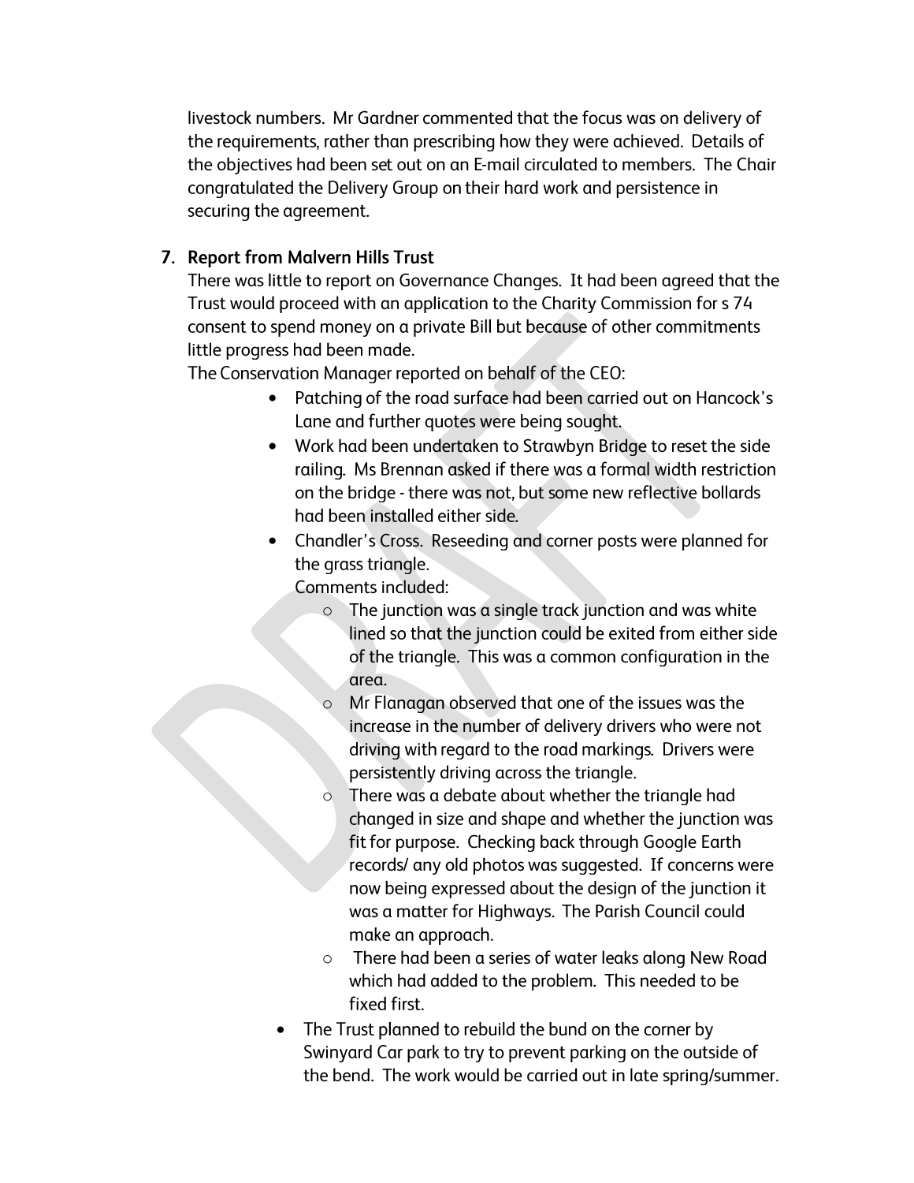livestock numbers. Mr Gardner commented that the focus was on delivery of the requirements, rather than prescribing how they were achieved. Details of the objectives had been set out on an E-mail circulated to members. The Chair congratulated the Delivery Group on their hard work and persistence in securing the agreement.

## 7. Report from Malvern Hills Trust

There was little to report on Governance Changes. It had been agreed that the Trust would proceed with an application to the Charity Commission for s 74 consent to spend money on a private Bill but because of other commitments little progress had been made.

The Conservation Manager reported on behalf of the CEO:

- Patching of the road surface had been carried out on Hancock's Lane and further quotes were being sought.
- Work had been undertaken to Strawbyn Bridge to reset the side railing. Ms Brennan asked if there was a formal width restriction on the bridge - there was not, but some new reflective bollards had been installed either side.
- Chandler's Cross. Reseeding and corner posts were planned for the grass triangle.
  Comments included:
  - The junction was a single track junction and was white lined so that the junction could be exited from either side of the triangle. This was a common configuration in the area.
  - Mr Flanagan observed that one of the issues was the increase in the number of delivery drivers who were not driving with regard to the road markings. Drivers were persistently driving across the triangle.
  - There was a debate about whether the triangle had changed in size and shape and whether the junction was fit for purpose. Checking back through Google Earth records/ any old photos was suggested. If concerns were now being expressed about the design of the junction it was a matter for Highways. The Parish Council could make an approach.
  - There had been a series of water leaks along New Road which had added to the problem. This needed to be fixed first.
- The Trust planned to rebuild the bund on the corner by Swinyard Car park to try to prevent parking on the outside of the bend. The work would be carried out in late spring/summer.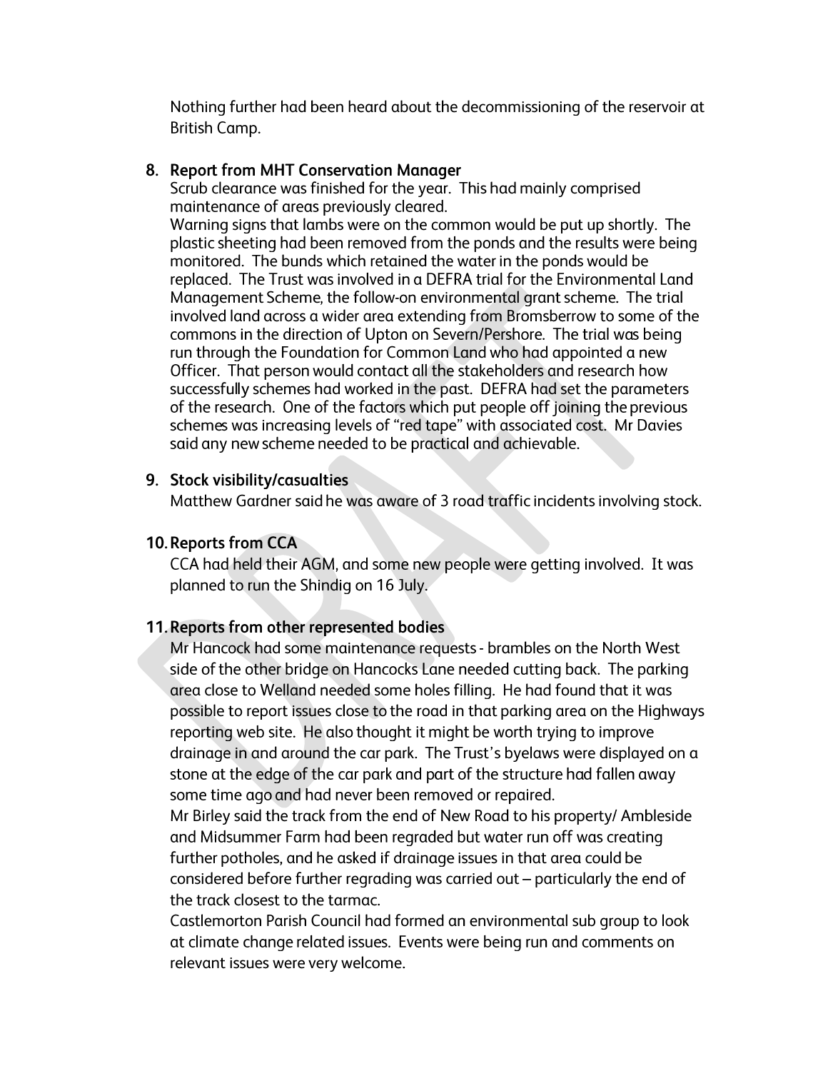Nothing further had been heard about the decommissioning of the reservoir at British Camp.

**8. Report from MHT Conservation Manager**

Scrub clearance was finished for the year. This had mainly comprised maintenance of areas previously cleared.
Warning signs that lambs were on the common would be put up shortly. The plastic sheeting had been removed from the ponds and the results were being monitored. The bunds which retained the water in the ponds would be replaced. The Trust was involved in a DEFRA trial for the Environmental Land Management Scheme, the follow-on environmental grant scheme. The trial involved land across a wider area extending from Bromsberrow to some of the commons in the direction of Upton on Severn/Pershore. The trial was being run through the Foundation for Common Land who had appointed a new Officer. That person would contact all the stakeholders and research how successfully schemes had worked in the past. DEFRA had set the parameters of the research. One of the factors which put people off joining the previous schemes was increasing levels of "red tape" with associated cost. Mr Davies said any new scheme needed to be practical and achievable.

**9. Stock visibility/casualties**

Matthew Gardner said he was aware of 3 road traffic incidents involving stock.

**10. Reports from CCA**

CCA had held their AGM, and some new people were getting involved. It was planned to run the Shindig on 16 July.

**11. Reports from other represented bodies**

Mr Hancock had some maintenance requests - brambles on the North West side of the other bridge on Hancocks Lane needed cutting back. The parking area close to Welland needed some holes filling. He had found that it was possible to report issues close to the road in that parking area on the Highways reporting web site. He also thought it might be worth trying to improve drainage in and around the car park. The Trust's byelaws were displayed on a stone at the edge of the car park and part of the structure had fallen away some time ago and had never been removed or repaired.
Mr Birley said the track from the end of New Road to his property/ Ambleside and Midsummer Farm had been regraded but water run off was creating further potholes, and he asked if drainage issues in that area could be considered before further regrading was carried out – particularly the end of the track closest to the tarmac.
Castlemorton Parish Council had formed an environmental sub group to look at climate change related issues. Events were being run and comments on relevant issues were very welcome.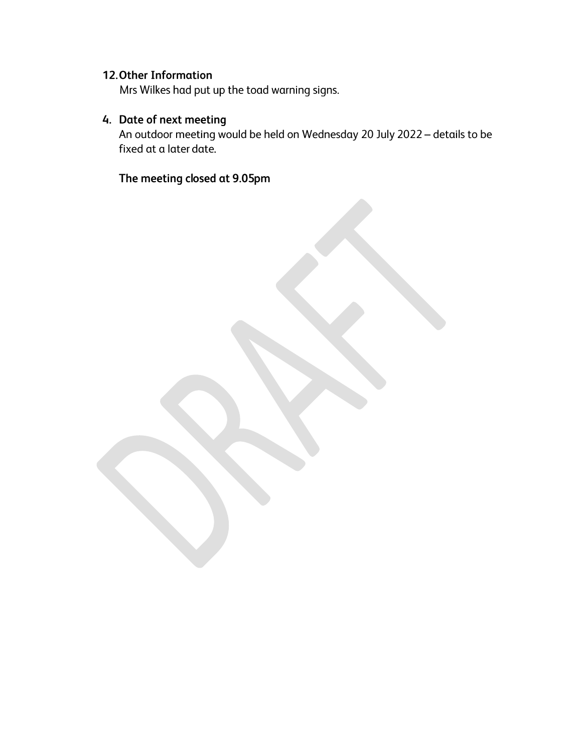**12. Other Information**

Mrs Wilkes had put up the toad warning signs.

**4. Date of next meeting**

An outdoor meeting would be held on Wednesday 20 July 2022 – details to be fixed at a later date.

**The meeting closed at 9.05pm**